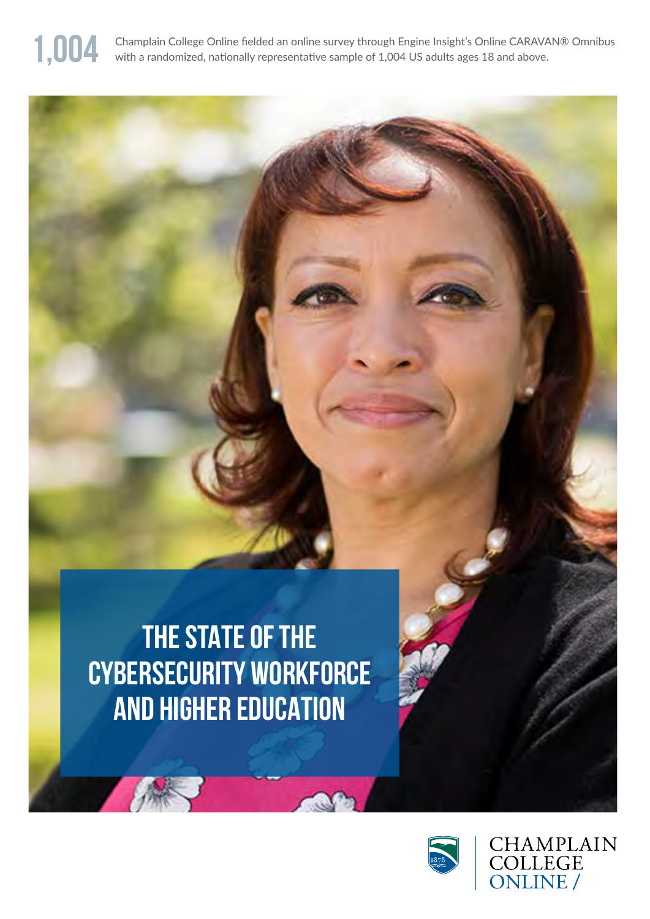**1,004** Champlain College Online fielded an online survey through Engine Insight's Online CARAVAN® Omnibus with a randomized, nationally representative sample of 1,004 US adults ages 18 and above.

# THE STATE OF THE CYBERSECURITY WORKFORCE AND HIGHER EDUCATION

CHAMPLAIN COLLEGE ONLINE /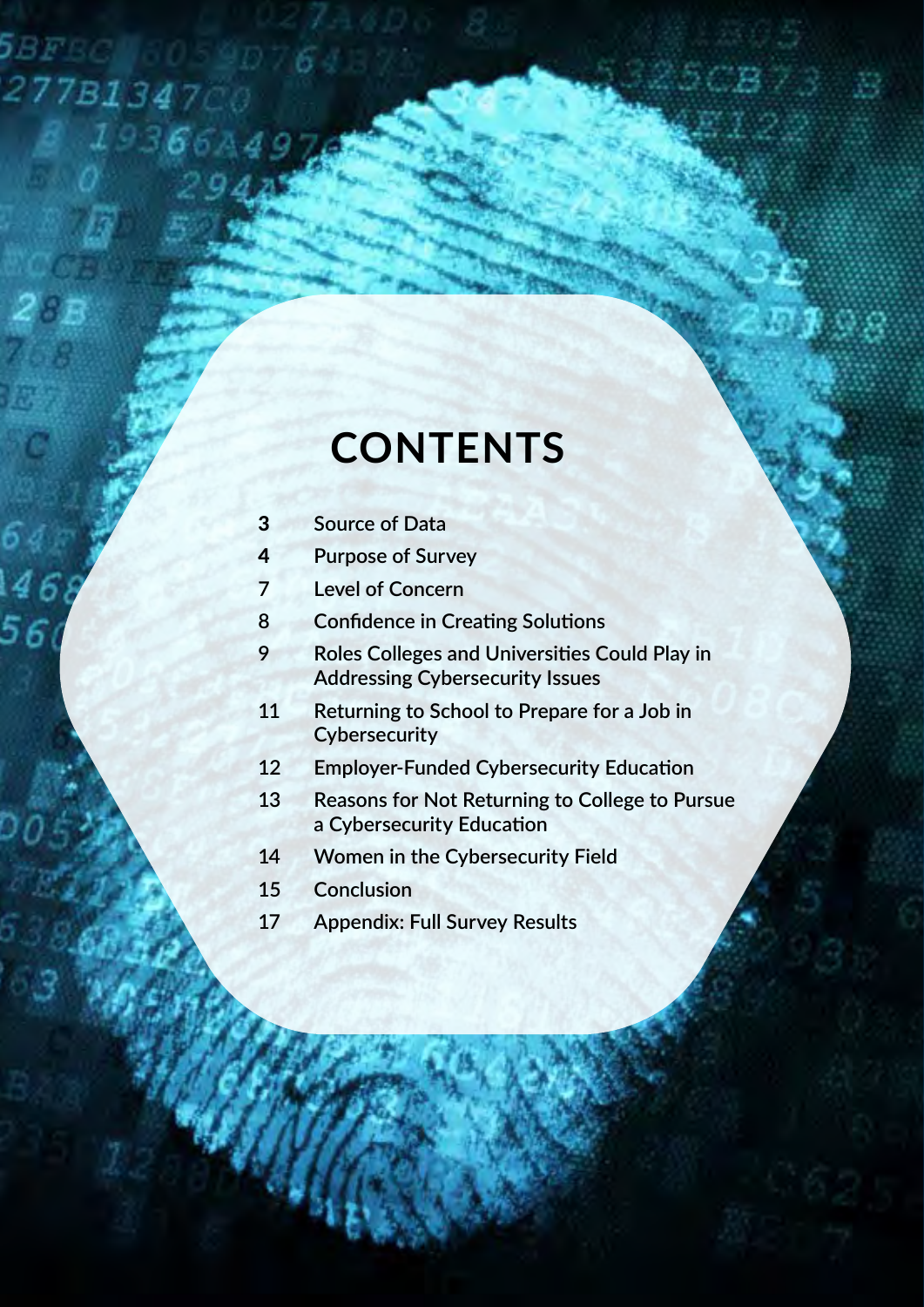# CONTENTS

| | |
|---|---|
| **3** | **Source of Data** |
| **4** | **Purpose of Survey** |
| **7** | **Level of Concern** |
| **8** | **Confidence in Creating Solutions** |
| **9** | **Roles Colleges and Universities Could Play in Addressing Cybersecurity Issues** |
| **11** | **Returning to School to Prepare for a Job in Cybersecurity** |
| **12** | **Employer-Funded Cybersecurity Education** |
| **13** | **Reasons for Not Returning to College to Pursue a Cybersecurity Education** |
| **14** | **Women in the Cybersecurity Field** |
| **15** | **Conclusion** |
| **17** | **Appendix: Full Survey Results** |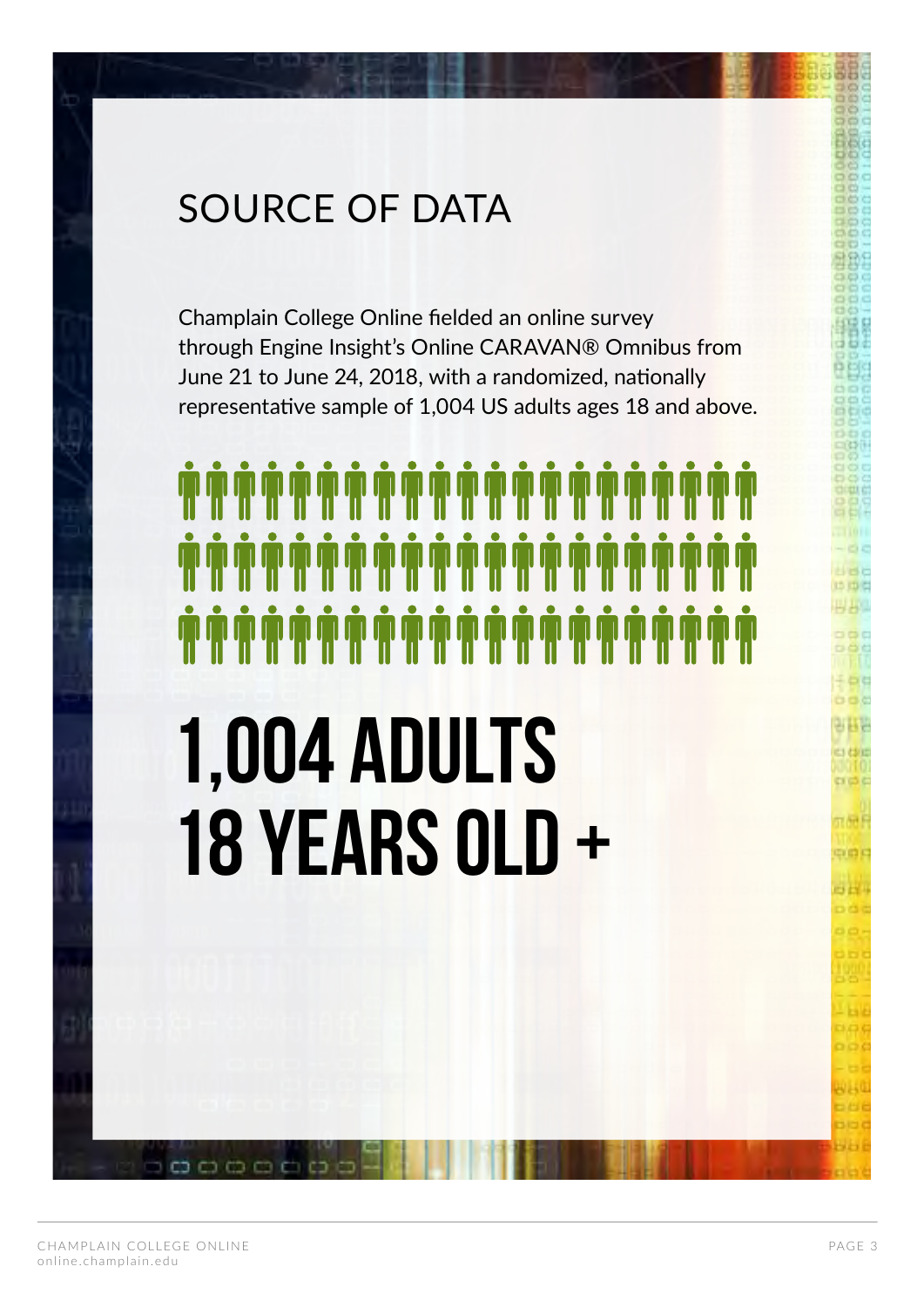# SOURCE OF DATA

Champlain College Online fielded an online survey through Engine Insight's Online CARAVAN® Omnibus from June 21 to June 24, 2018, with a randomized, nationally representative sample of 1,004 US adults ages 18 and above.

**1,004 ADULTS 18 YEARS OLD +**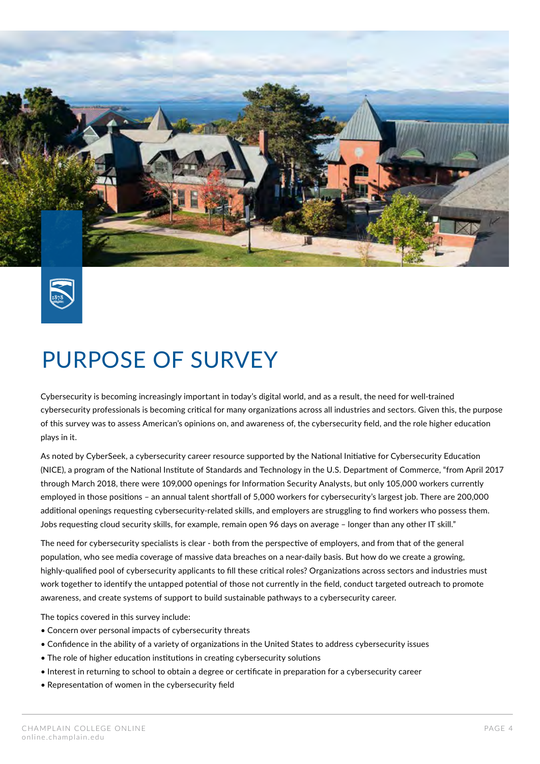# PURPOSE OF SURVEY

Cybersecurity is becoming increasingly important in today's digital world, and as a result, the need for well-trained cybersecurity professionals is becoming critical for many organizations across all industries and sectors. Given this, the purpose of this survey was to assess American's opinions on, and awareness of, the cybersecurity field, and the role higher education plays in it.

As noted by CyberSeek, a cybersecurity career resource supported by the National Initiative for Cybersecurity Education (NICE), a program of the National Institute of Standards and Technology in the U.S. Department of Commerce, "from April 2017 through March 2018, there were 109,000 openings for Information Security Analysts, but only 105,000 workers currently employed in those positions – an annual talent shortfall of 5,000 workers for cybersecurity's largest job. There are 200,000 additional openings requesting cybersecurity-related skills, and employers are struggling to find workers who possess them. Jobs requesting cloud security skills, for example, remain open 96 days on average – longer than any other IT skill."

The need for cybersecurity specialists is clear - both from the perspective of employers, and from that of the general population, who see media coverage of massive data breaches on a near-daily basis. But how do we create a growing, highly-qualified pool of cybersecurity applicants to fill these critical roles? Organizations across sectors and industries must work together to identify the untapped potential of those not currently in the field, conduct targeted outreach to promote awareness, and create systems of support to build sustainable pathways to a cybersecurity career.

The topics covered in this survey include:

- Concern over personal impacts of cybersecurity threats
- Confidence in the ability of a variety of organizations in the United States to address cybersecurity issues
- The role of higher education institutions in creating cybersecurity solutions
- Interest in returning to school to obtain a degree or certificate in preparation for a cybersecurity career
- Representation of women in the cybersecurity field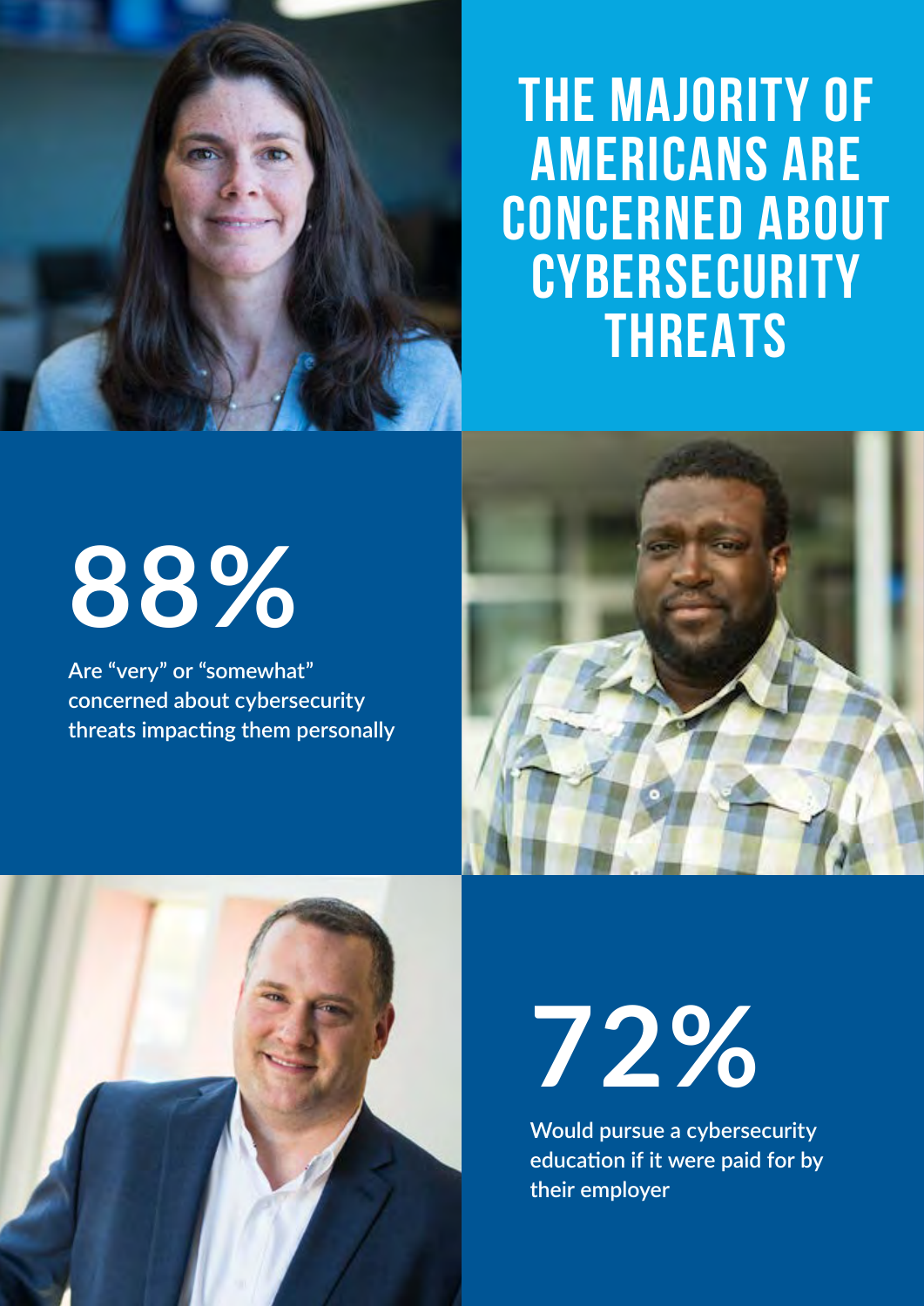# THE MAJORITY OF AMERICANS ARE CONCERNED ABOUT CYBERSECURITY THREATS

**88%**

Are "very" or "somewhat" concerned about cybersecurity threats impacting them personally

**72%**

Would pursue a cybersecurity education if it were paid for by their employer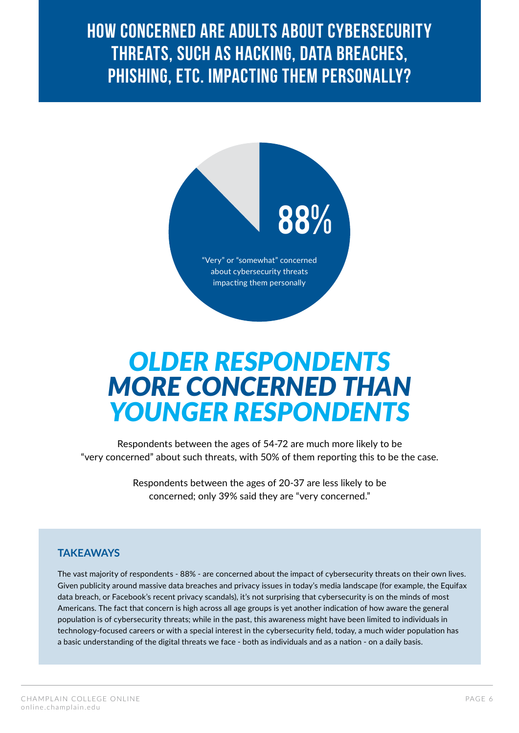# HOW CONCERNED ARE ADULTS ABOUT CYBERSECURITY THREATS, SUCH AS HACKING, DATA BREACHES, PHISHING, ETC. IMPACTING THEM PERSONALLY?

**88%**

"Very" or "somewhat" concerned about cybersecurity threats impacting them personally

## *OLDER RESPONDENTS MORE CONCERNED THAN YOUNGER RESPONDENTS*

Respondents between the ages of 54-72 are much more likely to be "very concerned" about such threats, with 50% of them reporting this to be the case.

Respondents between the ages of 20-37 are less likely to be concerned; only 39% said they are "very concerned."

### TAKEAWAYS

The vast majority of respondents - 88% - are concerned about the impact of cybersecurity threats on their own lives. Given publicity around massive data breaches and privacy issues in today's media landscape (for example, the Equifax data breach, or Facebook's recent privacy scandals), it's not surprising that cybersecurity is on the minds of most Americans. The fact that concern is high across all age groups is yet another indication of how aware the general population is of cybersecurity threats; while in the past, this awareness might have been limited to individuals in technology-focused careers or with a special interest in the cybersecurity field, today, a much wider population has a basic understanding of the digital threats we face - both as individuals and as a nation - on a daily basis.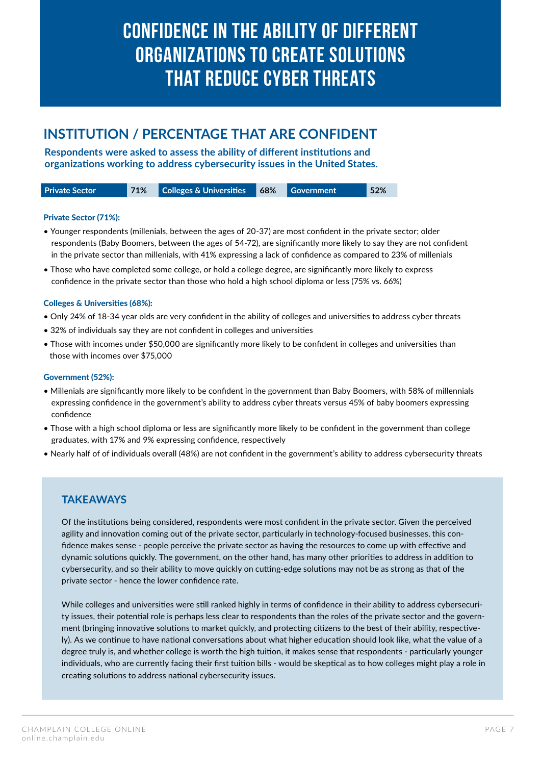# CONFIDENCE IN THE ABILITY OF DIFFERENT ORGANIZATIONS TO CREATE SOLUTIONS THAT REDUCE CYBER THREATS

## INSTITUTION / PERCENTAGE THAT ARE CONFIDENT

**Respondents were asked to assess the ability of different institutions and organizations working to address cybersecurity issues in the United States.**

| Private Sector | 71% | Colleges & Universities | 68% | Government | 52% |
|---|---|---|---|---|---|

### Private Sector (71%):

- Younger respondents (millenials, between the ages of 20-37) are most confident in the private sector; older respondents (Baby Boomers, between the ages of 54-72), are significantly more likely to say they are not confident in the private sector than millenials, with 41% expressing a lack of confidence as compared to 23% of millenials
- Those who have completed some college, or hold a college degree, are significantly more likely to express confidence in the private sector than those who hold a high school diploma or less (75% vs. 66%)

### Colleges & Universities (68%):

- Only 24% of 18-34 year olds are very confident in the ability of colleges and universities to address cyber threats
- 32% of individuals say they are not confident in colleges and universities
- Those with incomes under $50,000 are significantly more likely to be confident in colleges and universities than those with incomes over $75,000

### Government (52%):

- Millenials are significantly more likely to be confident in the government than Baby Boomers, with 58% of millennials expressing confidence in the government's ability to address cyber threats versus 45% of baby boomers expressing confidence
- Those with a high school diploma or less are significantly more likely to be confident in the government than college graduates, with 17% and 9% expressing confidence, respectively
- Nearly half of of individuals overall (48%) are not confident in the government's ability to address cybersecurity threats

## TAKEAWAYS

Of the institutions being considered, respondents were most confident in the private sector. Given the perceived agility and innovation coming out of the private sector, particularly in technology-focused businesses, this confidence makes sense - people perceive the private sector as having the resources to come up with effective and dynamic solutions quickly. The government, on the other hand, has many other priorities to address in addition to cybersecurity, and so their ability to move quickly on cutting-edge solutions may not be as strong as that of the private sector - hence the lower confidence rate.

While colleges and universities were still ranked highly in terms of confidence in their ability to address cybersecurity issues, their potential role is perhaps less clear to respondents than the roles of the private sector and the government (bringing innovative solutions to market quickly, and protecting citizens to the best of their ability, respectively). As we continue to have national conversations about what higher education should look like, what the value of a degree truly is, and whether college is worth the high tuition, it makes sense that respondents - particularly younger individuals, who are currently facing their first tuition bills - would be skeptical as to how colleges might play a role in creating solutions to address national cybersecurity issues.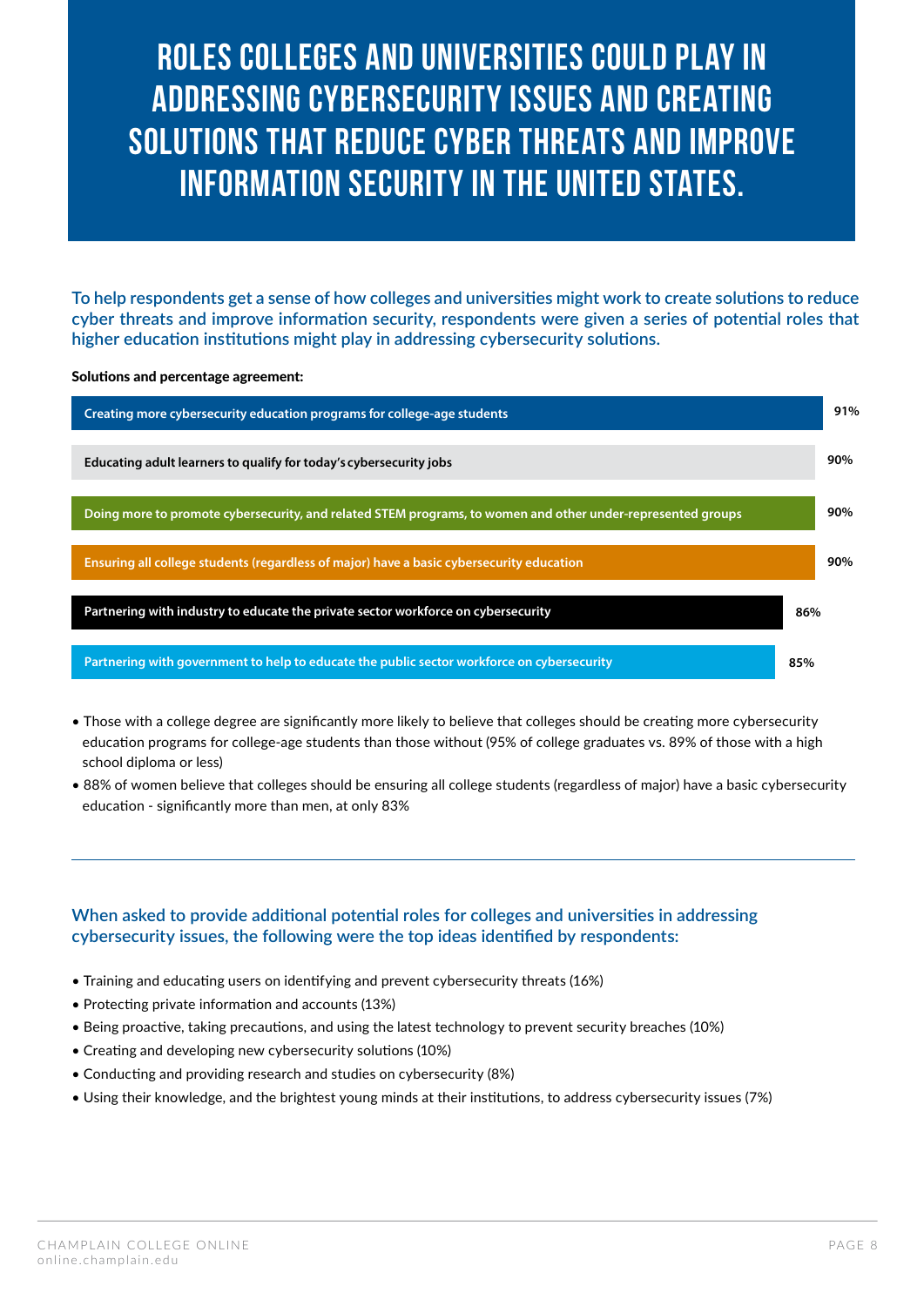# ROLES COLLEGES AND UNIVERSITIES COULD PLAY IN ADDRESSING CYBERSECURITY ISSUES AND CREATING SOLUTIONS THAT REDUCE CYBER THREATS AND IMPROVE INFORMATION SECURITY IN THE UNITED STATES.

To help respondents get a sense of how colleges and universities might work to create solutions to reduce cyber threats and improve information security, respondents were given a series of potential roles that higher education institutions might play in addressing cybersecurity solutions.

**Solutions and percentage agreement:**

| Solution | Agreement |
| --- | --- |
| Creating more cybersecurity education programs for college-age students | 91% |
| Educating adult learners to qualify for today's cybersecurity jobs | 90% |
| Doing more to promote cybersecurity, and related STEM programs, to women and other under-represented groups | 90% |
| Ensuring all college students (regardless of major) have a basic cybersecurity education | 90% |
| Partnering with industry to educate the private sector workforce on cybersecurity | 86% |
| Partnering with government to help to educate the public sector workforce on cybersecurity | 85% |

- Those with a college degree are significantly more likely to believe that colleges should be creating more cybersecurity education programs for college-age students than those without (95% of college graduates vs. 89% of those with a high school diploma or less)
- 88% of women believe that colleges should be ensuring all college students (regardless of major) have a basic cybersecurity education - significantly more than men, at only 83%

---

When asked to provide additional potential roles for colleges and universities in addressing cybersecurity issues, the following were the top ideas identified by respondents:

- Training and educating users on identifying and prevent cybersecurity threats (16%)
- Protecting private information and accounts (13%)
- Being proactive, taking precautions, and using the latest technology to prevent security breaches (10%)
- Creating and developing new cybersecurity solutions (10%)
- Conducting and providing research and studies on cybersecurity (8%)
- Using their knowledge, and the brightest young minds at their institutions, to address cybersecurity issues (7%)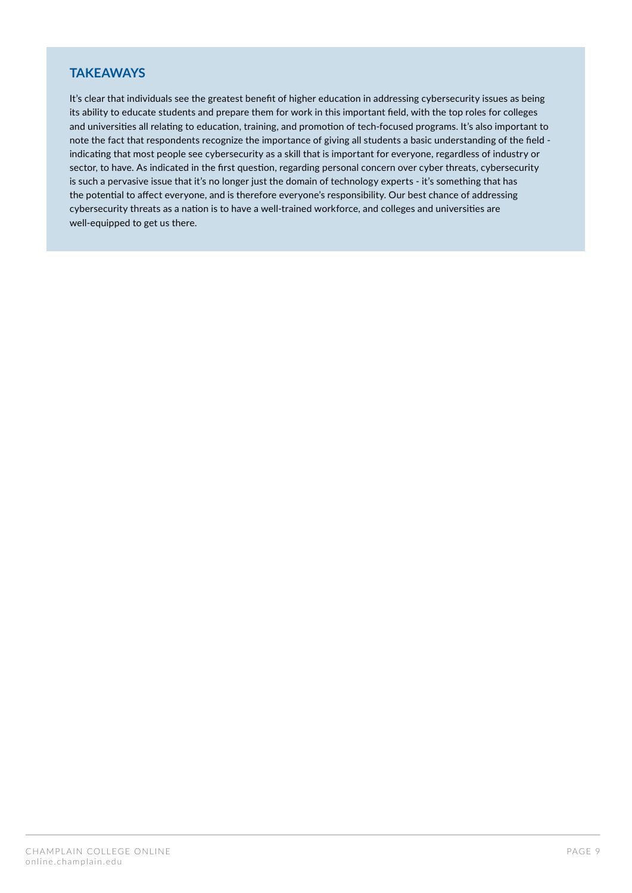## TAKEAWAYS

It's clear that individuals see the greatest benefit of higher education in addressing cybersecurity issues as being its ability to educate students and prepare them for work in this important field, with the top roles for colleges and universities all relating to education, training, and promotion of tech-focused programs. It's also important to note the fact that respondents recognize the importance of giving all students a basic understanding of the field - indicating that most people see cybersecurity as a skill that is important for everyone, regardless of industry or sector, to have. As indicated in the first question, regarding personal concern over cyber threats, cybersecurity is such a pervasive issue that it's no longer just the domain of technology experts - it's something that has the potential to affect everyone, and is therefore everyone's responsibility. Our best chance of addressing cybersecurity threats as a nation is to have a well-trained workforce, and colleges and universities are well-equipped to get us there.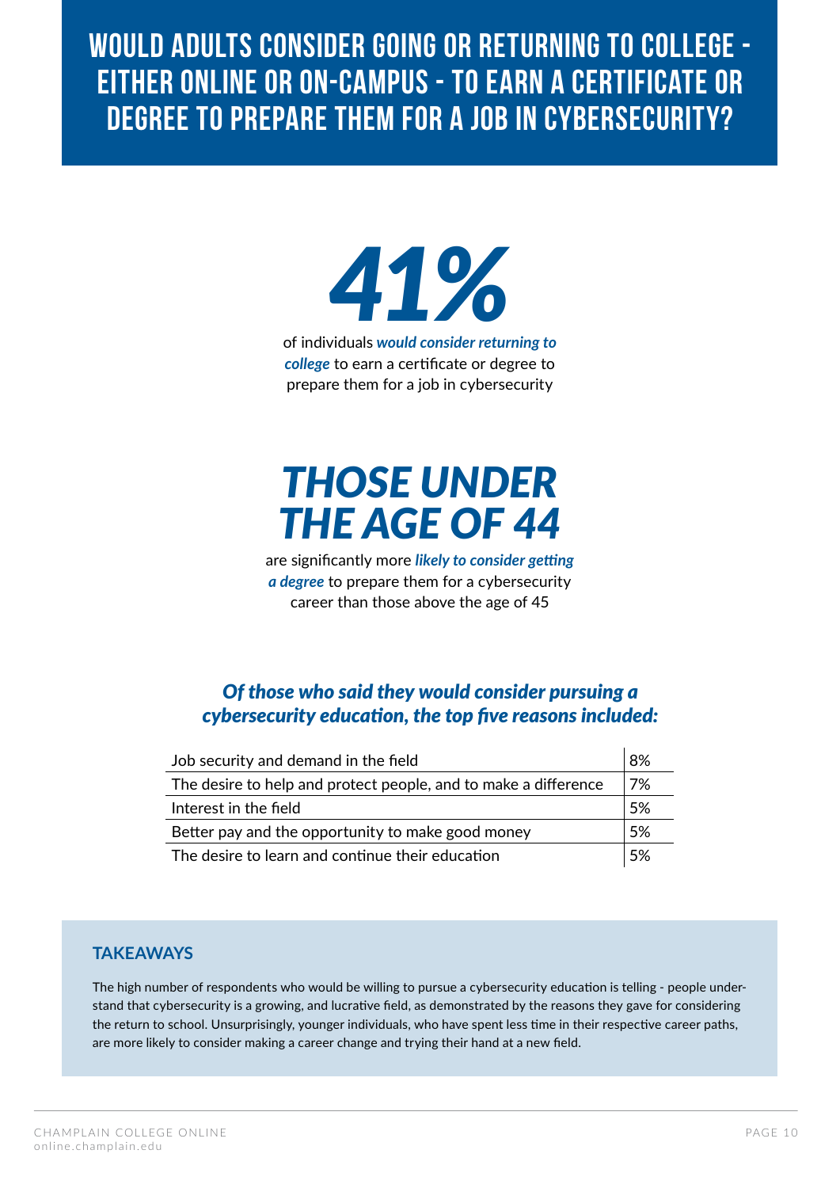# WOULD ADULTS CONSIDER GOING OR RETURNING TO COLLEGE - EITHER ONLINE OR ON-CAMPUS - TO EARN A CERTIFICATE OR DEGREE TO PREPARE THEM FOR A JOB IN CYBERSECURITY?

## *41%*

of individuals ***would consider returning to college*** to earn a certificate or degree to prepare them for a job in cybersecurity

## *THOSE UNDER THE AGE OF 44*

are significantly more ***likely to consider getting a degree*** to prepare them for a cybersecurity career than those above the age of 45

### *Of those who said they would consider pursuing a cybersecurity education, the top five reasons included:*

| Reason | % |
|---|---|
| Job security and demand in the field | 8% |
| The desire to help and protect people, and to make a difference | 7% |
| Interest in the field | 5% |
| Better pay and the opportunity to make good money | 5% |
| The desire to learn and continue their education | 5% |

### TAKEAWAYS

The high number of respondents who would be willing to pursue a cybersecurity education is telling - people understand that cybersecurity is a growing, and lucrative field, as demonstrated by the reasons they gave for considering the return to school. Unsurprisingly, younger individuals, who have spent less time in their respective career paths, are more likely to consider making a career change and trying their hand at a new field.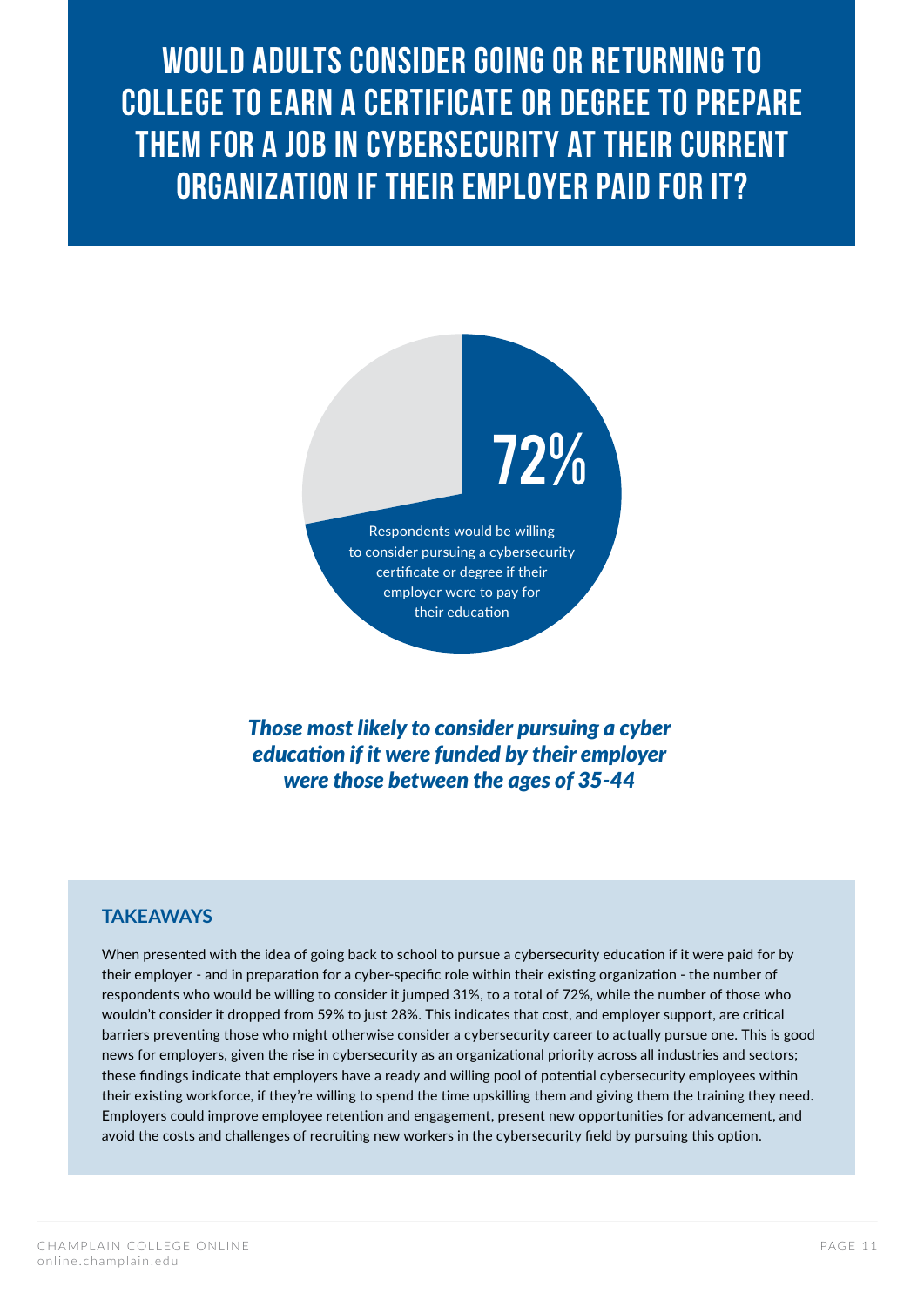# WOULD ADULTS CONSIDER GOING OR RETURNING TO COLLEGE TO EARN A CERTIFICATE OR DEGREE TO PREPARE THEM FOR A JOB IN CYBERSECURITY AT THEIR CURRENT ORGANIZATION IF THEIR EMPLOYER PAID FOR IT?

**72%**

Respondents would be willing to consider pursuing a cybersecurity certificate or degree if their employer were to pay for their education

***Those most likely to consider pursuing a cyber education if it were funded by their employer were those between the ages of 35-44***

## TAKEAWAYS

When presented with the idea of going back to school to pursue a cybersecurity education if it were paid for by their employer - and in preparation for a cyber-specific role within their existing organization - the number of respondents who would be willing to consider it jumped 31%, to a total of 72%, while the number of those who wouldn't consider it dropped from 59% to just 28%. This indicates that cost, and employer support, are critical barriers preventing those who might otherwise consider a cybersecurity career to actually pursue one. This is good news for employers, given the rise in cybersecurity as an organizational priority across all industries and sectors; these findings indicate that employers have a ready and willing pool of potential cybersecurity employees within their existing workforce, if they're willing to spend the time upskilling them and giving them the training they need. Employers could improve employee retention and engagement, present new opportunities for advancement, and avoid the costs and challenges of recruiting new workers in the cybersecurity field by pursuing this option.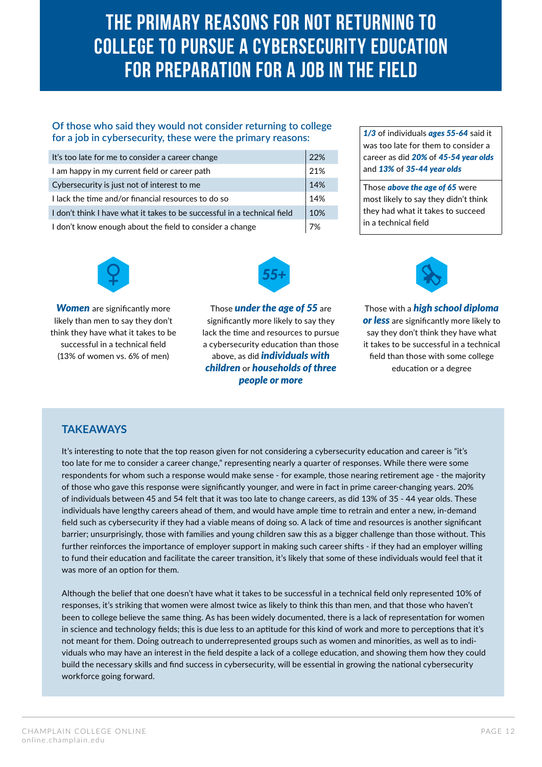# THE PRIMARY REASONS FOR NOT RETURNING TO COLLEGE TO PURSUE A CYBERSECURITY EDUCATION FOR PREPARATION FOR A JOB IN THE FIELD

### Of those who said they would not consider returning to college for a job in cybersecurity, these were the primary reasons:

| Reason | % |
|---|---|
| It's too late for me to consider a career change | 22% |
| I am happy in my current field or career path | 21% |
| Cybersecurity is just not of interest to me | 14% |
| I lack the time and/or financial resources to do so | 14% |
| I don't think I have what it takes to be successful in a technical field | 10% |
| I don't know enough about the field to consider a change | 7% |

***1/3*** of individuals ***ages 55-64*** said it was too late for them to consider a career change as did ***20%*** of ***45-54 year olds*** and ***13%*** of ***35-44 year olds***

Those ***above the age of 65*** were most likely to say they didn't think they had what it takes to succeed in a technical field

***Women*** are significantly more likely than men to say they don't think they have what it takes to be successful in a technical field (13% of women vs. 6% of men)

Those ***under the age of 55*** are significantly more likely to say they lack the time and resources to pursue a cybersecurity education than those above, as did ***individuals with children*** or ***households of three people or more***

Those with a ***high school diploma or less*** are significantly more likely to say they don't think they have what it takes to be successful in a technical field than those with some college education or a degree

## TAKEAWAYS

It's interesting to note that the top reason given for not considering a cybersecurity education and career is "it's too late for me to consider a career change," representing nearly a quarter of responses. While there were some respondents for whom such a response would make sense - for example, those nearing retirement age - the majority of those who gave this response were significantly younger, and were in fact in prime career-changing years. 20% of individuals between 45 and 54 felt that it was too late to change careers, as did 13% of 35 - 44 year olds. These individuals have lengthy careers ahead of them, and would have ample time to retrain and enter a new, in-demand field such as cybersecurity if they had a viable means of doing so. A lack of time and resources is another significant barrier; unsurprisingly, those with families and young children saw this as a bigger challenge than those without. This further reinforces the importance of employer support in making such career shifts - if they had an employer willing to fund their education and facilitate the career transition, it's likely that some of these individuals would feel that it was more of an option for them.

Although the belief that one doesn't have what it takes to be successful in a technical field only represented 10% of responses, it's striking that women were almost twice as likely to think this than men, and that those who haven't been to college believe the same thing. As has been widely documented, there is a lack of representation for women in science and technology fields; this is due less to an aptitude for this kind of work and more to perceptions that it's not meant for them. Doing outreach to underrepresented groups such as women and minorities, as well as to individuals who may have an interest in the field despite a lack of a college education, and showing them how they could build the necessary skills and find success in cybersecurity, will be essential in growing the national cybersecurity workforce going forward.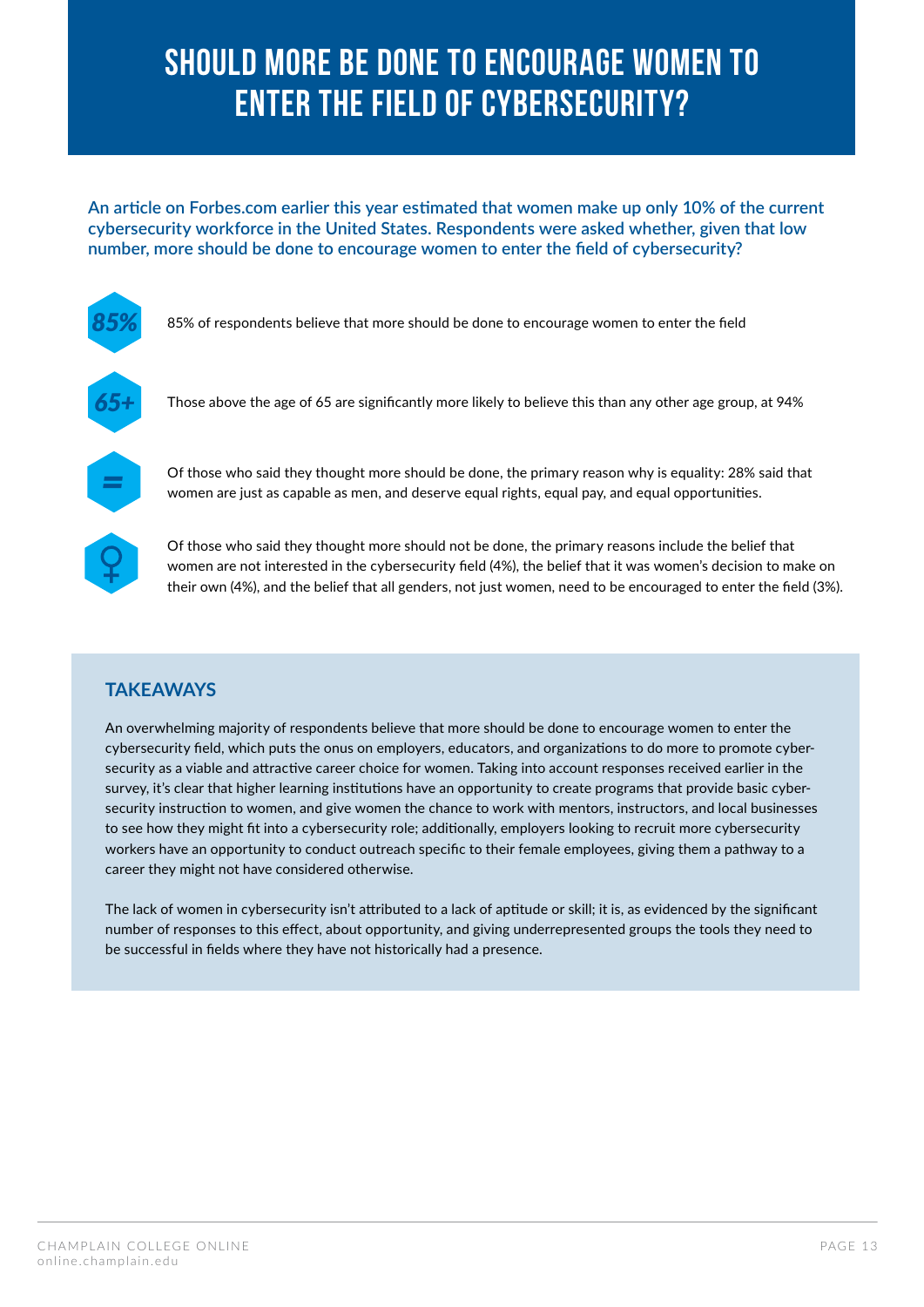# SHOULD MORE BE DONE TO ENCOURAGE WOMEN TO ENTER THE FIELD OF CYBERSECURITY?

**An article on Forbes.com earlier this year estimated that women make up only 10% of the current cybersecurity workforce in the United States. Respondents were asked whether, given that low number, more should be done to encourage women to enter the field of cybersecurity?**

*85%* — 85% of respondents believe that more should be done to encourage women to enter the field

*65+* — Those above the age of 65 are significantly more likely to believe this than any other age group, at 94%

= — Of those who said they thought more should be done, the primary reason why is equality: 28% said that women are just as capable as men, and deserve equal rights, equal pay, and equal opportunities.

♀ — Of those who said they thought more should not be done, the primary reasons include the belief that women are not interested in the cybersecurity field (4%), the belief that it was women's decision to make on their own (4%), and the belief that all genders, not just women, need to be encouraged to enter the field (3%).

## TAKEAWAYS

An overwhelming majority of respondents believe that more should be done to encourage women to enter the cybersecurity field, which puts the onus on employers, educators, and organizations to do more to promote cybersecurity as a viable and attractive career choice for women. Taking into account responses received earlier in the survey, it's clear that higher learning institutions have an opportunity to create programs that provide basic cybersecurity instruction to women, and give women the chance to work with mentors, instructors, and local businesses to see how they might fit into a cybersecurity role; additionally, employers looking to recruit more cybersecurity workers have an opportunity to conduct outreach specific to their female employees, giving them a pathway to a career they might not have considered otherwise.

The lack of women in cybersecurity isn't attributed to a lack of aptitude or skill; it is, as evidenced by the significant number of responses to this effect, about opportunity, and giving underrepresented groups the tools they need to be successful in fields where they have not historically had a presence.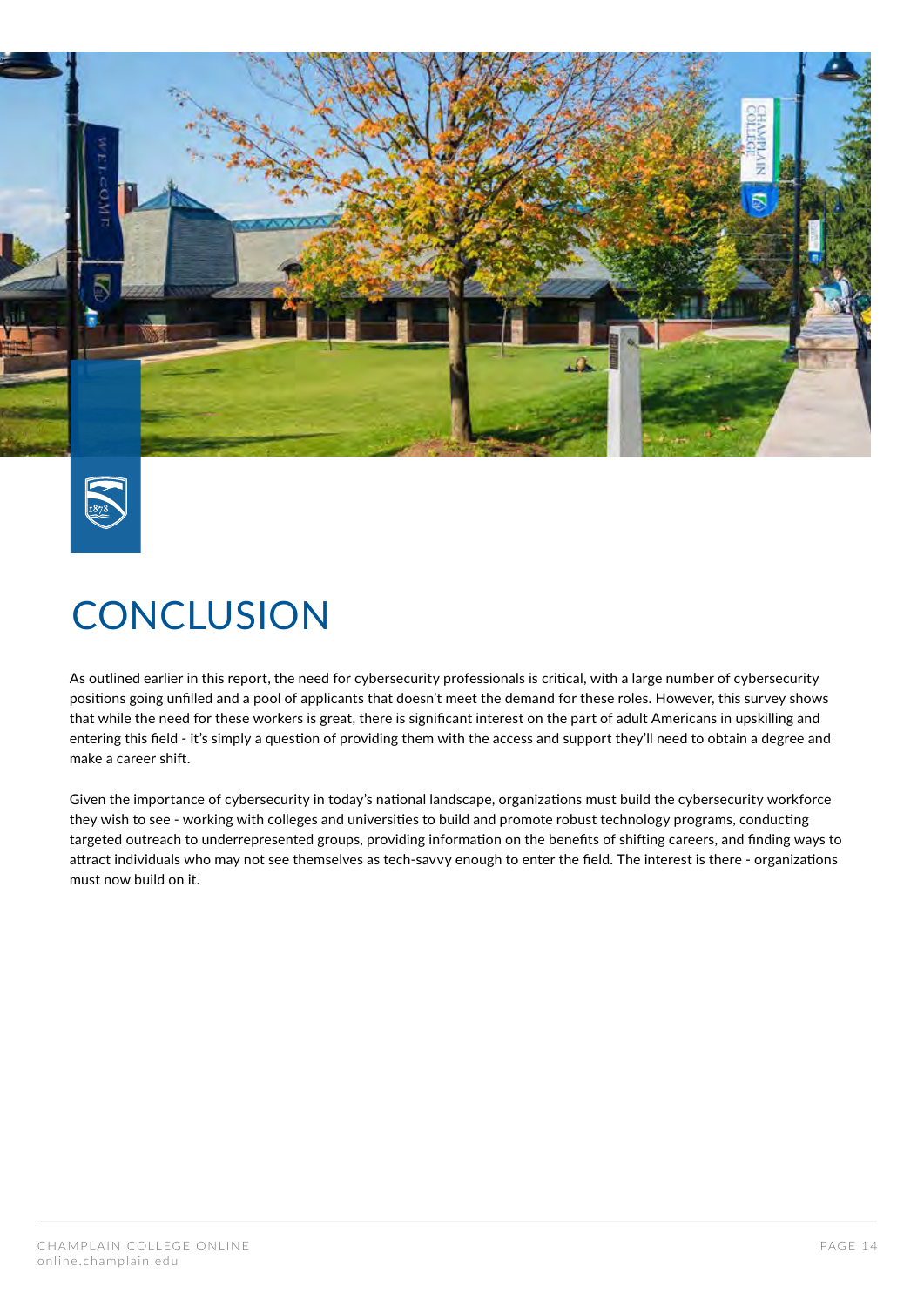# CONCLUSION

As outlined earlier in this report, the need for cybersecurity professionals is critical, with a large number of cybersecurity positions going unfilled and a pool of applicants that doesn't meet the demand for these roles. However, this survey shows that while the need for these workers is great, there is significant interest on the part of adult Americans in upskilling and entering this field - it's simply a question of providing them with the access and support they'll need to obtain a degree and make a career shift.

Given the importance of cybersecurity in today's national landscape, organizations must build the cybersecurity workforce they wish to see - working with colleges and universities to build and promote robust technology programs, conducting targeted outreach to underrepresented groups, providing information on the benefits of shifting careers, and finding ways to attract individuals who may not see themselves as tech-savvy enough to enter the field. The interest is there - organizations must now build on it.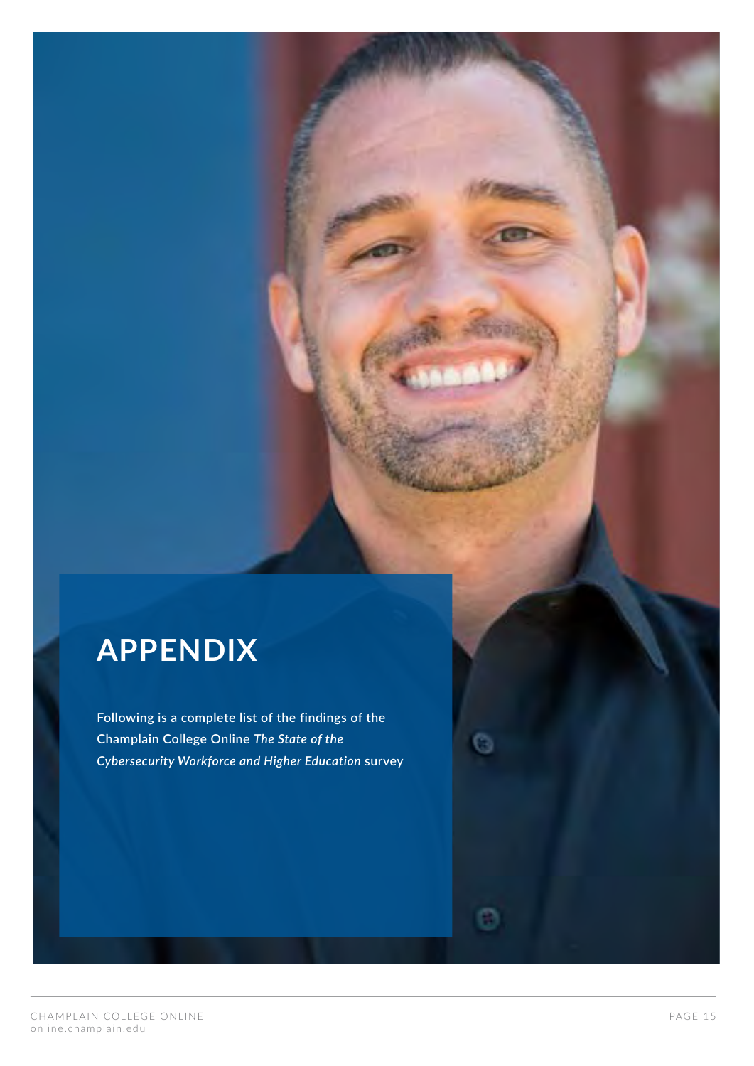# APPENDIX

**Following is a complete list of the findings of the Champlain College Online *The State of the Cybersecurity Workforce and Higher Education* survey**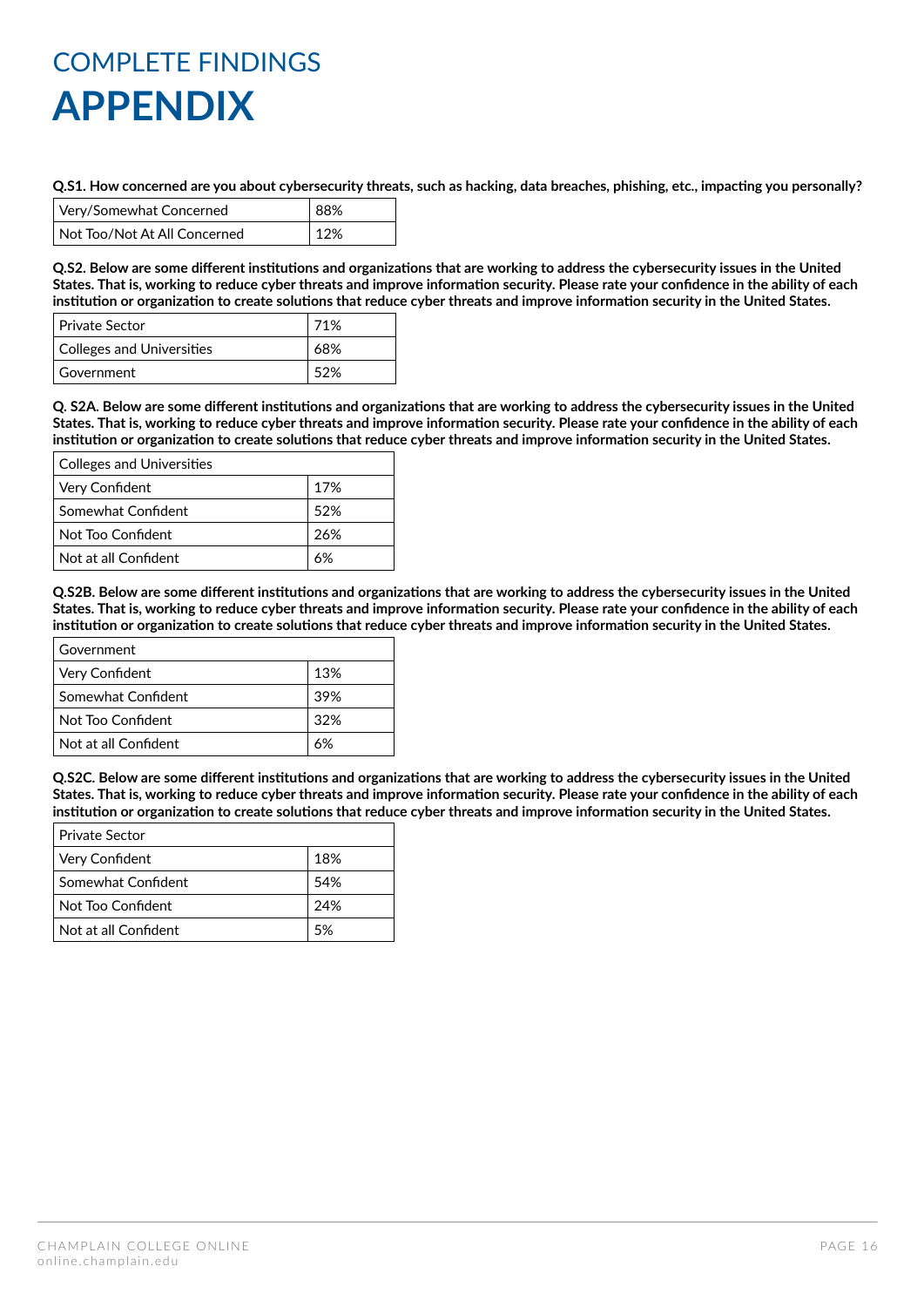# COMPLETE FINDINGS
# APPENDIX

**Q.S1. How concerned are you about cybersecurity threats, such as hacking, data breaches, phishing, etc., impacting you personally?**

| Very/Somewhat Concerned | 88% |
|---|---|
| Not Too/Not At All Concerned | 12% |

**Q.S2. Below are some different institutions and organizations that are working to address the cybersecurity issues in the United States. That is, working to reduce cyber threats and improve information security. Please rate your confidence in the ability of each institution or organization to create solutions that reduce cyber threats and improve information security in the United States.**

| Private Sector | 71% |
|---|---|
| Colleges and Universities | 68% |
| Government | 52% |

**Q. S2A. Below are some different institutions and organizations that are working to address the cybersecurity issues in the United States. That is, working to reduce cyber threats and improve information security. Please rate your confidence in the ability of each institution or organization to create solutions that reduce cyber threats and improve information security in the United States.**

| Colleges and Universities | |
|---|---|
| Very Confident | 17% |
| Somewhat Confident | 52% |
| Not Too Confident | 26% |
| Not at all Confident | 6% |

**Q.S2B. Below are some different institutions and organizations that are working to address the cybersecurity issues in the United States. That is, working to reduce cyber threats and improve information security. Please rate your confidence in the ability of each institution or organization to create solutions that reduce cyber threats and improve information security in the United States.**

| Government | |
|---|---|
| Very Confident | 13% |
| Somewhat Confident | 39% |
| Not Too Confident | 32% |
| Not at all Confident | 6% |

**Q.S2C. Below are some different institutions and organizations that are working to address the cybersecurity issues in the United States. That is, working to reduce cyber threats and improve information security. Please rate your confidence in the ability of each institution or organization to create solutions that reduce cyber threats and improve information security in the United States.**

| Private Sector | |
|---|---|
| Very Confident | 18% |
| Somewhat Confident | 54% |
| Not Too Confident | 24% |
| Not at all Confident | 5% |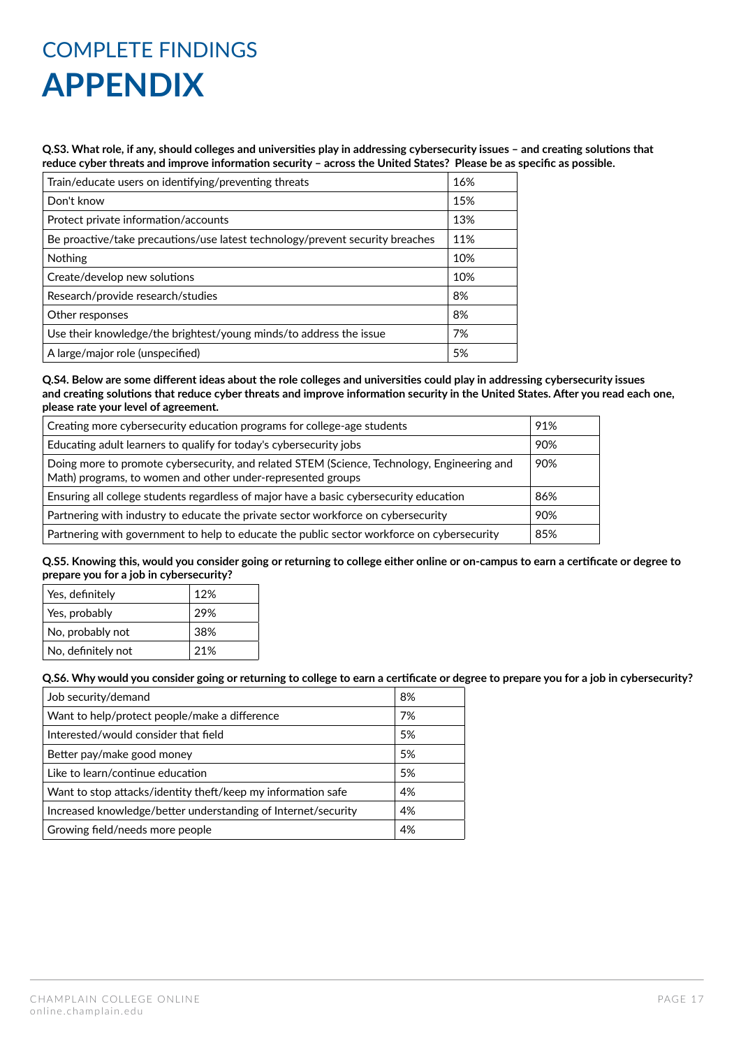## COMPLETE FINDINGS

# APPENDIX

**Q.S3. What role, if any, should colleges and universities play in addressing cybersecurity issues – and creating solutions that reduce cyber threats and improve information security – across the United States? Please be as specific as possible.**

| | |
|---|---|
| Train/educate users on identifying/preventing threats | 16% |
| Don't know | 15% |
| Protect private information/accounts | 13% |
| Be proactive/take precautions/use latest technology/prevent security breaches | 11% |
| Nothing | 10% |
| Create/develop new solutions | 10% |
| Research/provide research/studies | 8% |
| Other responses | 8% |
| Use their knowledge/the brightest/young minds/to address the issue | 7% |
| A large/major role (unspecified) | 5% |

**Q.S4. Below are some different ideas about the role colleges and universities could play in addressing cybersecurity issues and creating solutions that reduce cyber threats and improve information security in the United States. After you read each one, please rate your level of agreement.**

| | |
|---|---|
| Creating more cybersecurity education programs for college-age students | 91% |
| Educating adult learners to qualify for today's cybersecurity jobs | 90% |
| Doing more to promote cybersecurity, and related STEM (Science, Technology, Engineering and Math) programs, to women and other under-represented groups | 90% |
| Ensuring all college students regardless of major have a basic cybersecurity education | 86% |
| Partnering with industry to educate the private sector workforce on cybersecurity | 90% |
| Partnering with government to help to educate the public sector workforce on cybersecurity | 85% |

**Q.S5. Knowing this, would you consider going or returning to college either online or on-campus to earn a certificate or degree to prepare you for a job in cybersecurity?**

| | |
|---|---|
| Yes, definitely | 12% |
| Yes, probably | 29% |
| No, probably not | 38% |
| No, definitely not | 21% |

**Q.S6. Why would you consider going or returning to college to earn a certificate or degree to prepare you for a job in cybersecurity?**

| | |
|---|---|
| Job security/demand | 8% |
| Want to help/protect people/make a difference | 7% |
| Interested/would consider that field | 5% |
| Better pay/make good money | 5% |
| Like to learn/continue education | 5% |
| Want to stop attacks/identity theft/keep my information safe | 4% |
| Increased knowledge/better understanding of Internet/security | 4% |
| Growing field/needs more people | 4% |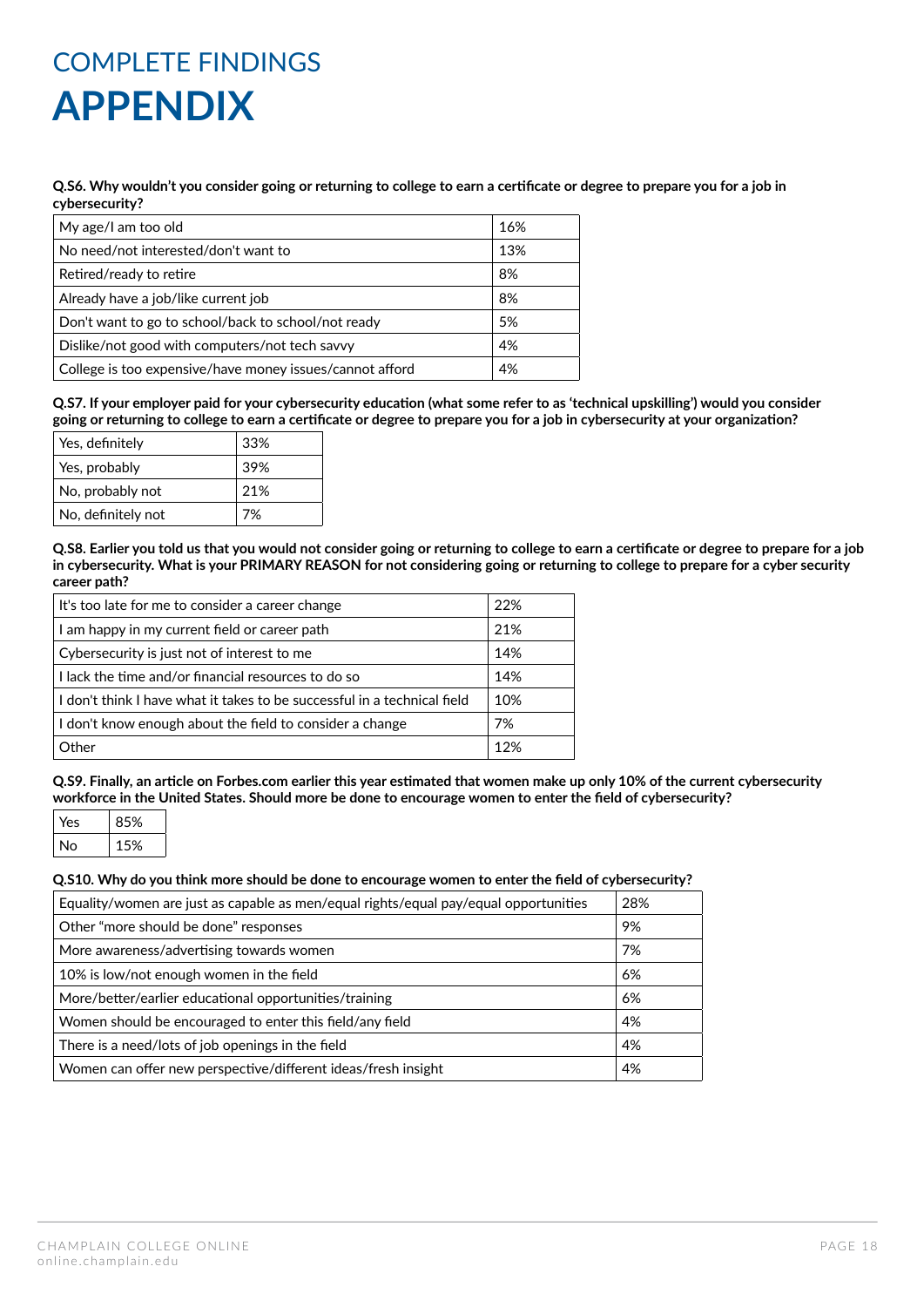# COMPLETE FINDINGS
# APPENDIX

**Q.S6. Why wouldn't you consider going or returning to college to earn a certificate or degree to prepare you for a job in cybersecurity?**

| | |
|---|---|
| My age/I am too old | 16% |
| No need/not interested/don't want to | 13% |
| Retired/ready to retire | 8% |
| Already have a job/like current job | 8% |
| Don't want to go to school/back to school/not ready | 5% |
| Dislike/not good with computers/not tech savvy | 4% |
| College is too expensive/have money issues/cannot afford | 4% |

**Q.S7. If your employer paid for your cybersecurity education (what some refer to as 'technical upskilling') would you consider going or returning to college to earn a certificate or degree to prepare you for a job in cybersecurity at your organization?**

| | |
|---|---|
| Yes, definitely | 33% |
| Yes, probably | 39% |
| No, probably not | 21% |
| No, definitely not | 7% |

**Q.S8. Earlier you told us that you would not consider going or returning to college to earn a certificate or degree to prepare for a job in cybersecurity. What is your PRIMARY REASON for not considering going or returning to college to prepare for a cyber security career path?**

| | |
|---|---|
| It's too late for me to consider a career change | 22% |
| I am happy in my current field or career path | 21% |
| Cybersecurity is just not of interest to me | 14% |
| I lack the time and/or financial resources to do so | 14% |
| I don't think I have what it takes to be successful in a technical field | 10% |
| I don't know enough about the field to consider a change | 7% |
| Other | 12% |

**Q.S9. Finally, an article on Forbes.com earlier this year estimated that women make up only 10% of the current cybersecurity workforce in the United States. Should more be done to encourage women to enter the field of cybersecurity?**

| | |
|---|---|
| Yes | 85% |
| No | 15% |

**Q.S10. Why do you think more should be done to encourage women to enter the field of cybersecurity?**

| | |
|---|---|
| Equality/women are just as capable as men/equal rights/equal pay/equal opportunities | 28% |
| Other "more should be done" responses | 9% |
| More awareness/advertising towards women | 7% |
| 10% is low/not enough women in the field | 6% |
| More/better/earlier educational opportunities/training | 6% |
| Women should be encouraged to enter this field/any field | 4% |
| There is a need/lots of job openings in the field | 4% |
| Women can offer new perspective/different ideas/fresh insight | 4% |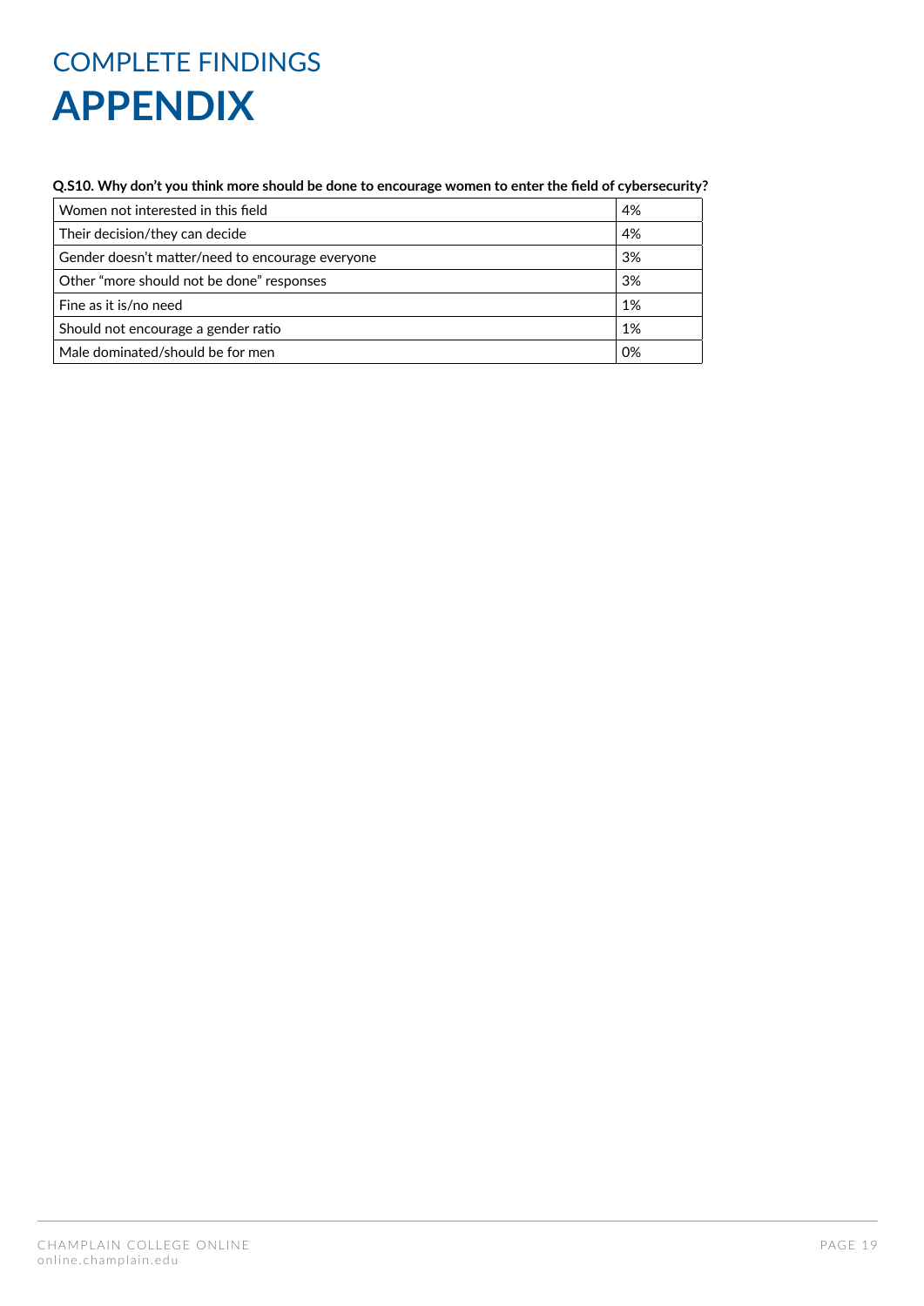# COMPLETE FINDINGS
# APPENDIX

**Q.S10. Why don't you think more should be done to encourage women to enter the field of cybersecurity?**

| | |
|---|---|
| Women not interested in this field | 4% |
| Their decision/they can decide | 4% |
| Gender doesn't matter/need to encourage everyone | 3% |
| Other "more should not be done" responses | 3% |
| Fine as it is/no need | 1% |
| Should not encourage a gender ratio | 1% |
| Male dominated/should be for men | 0% |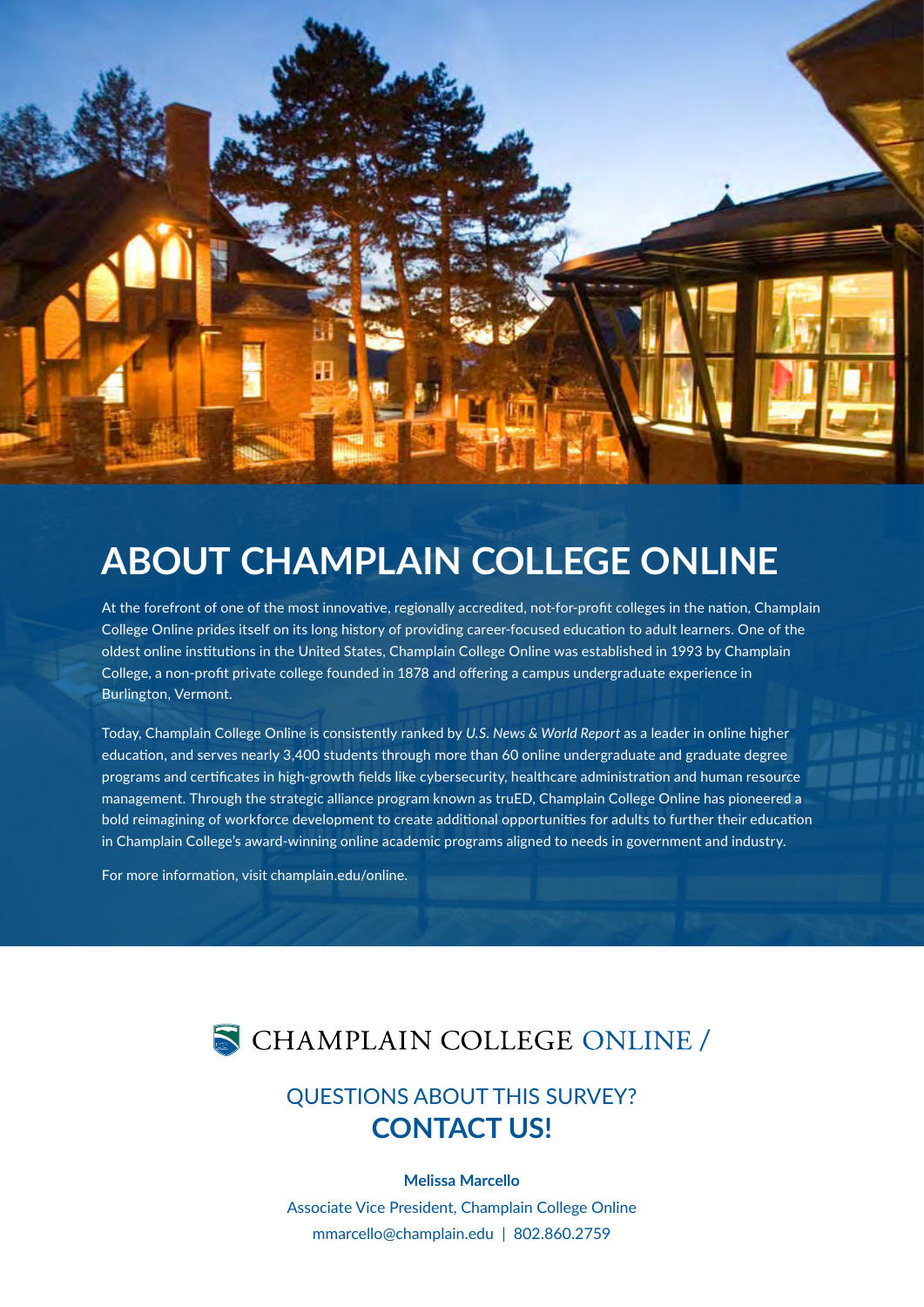# ABOUT CHAMPLAIN COLLEGE ONLINE

At the forefront of one of the most innovative, regionally accredited, not-for-profit colleges in the nation, Champlain College Online prides itself on its long history of providing career-focused education to adult learners. One of the oldest online institutions in the United States, Champlain College Online was established in 1993 by Champlain College, a non-profit private college founded in 1878 and offering a campus undergraduate experience in Burlington, Vermont.

Today, Champlain College Online is consistently ranked by *U.S. News & World Report* as a leader in online higher education, and serves nearly 3,400 students through more than 60 online undergraduate and graduate degree programs and certificates in high-growth fields like cybersecurity, healthcare administration and human resource management. Through the strategic alliance program known as truED, Champlain College Online has pioneered a bold reimagining of workforce development to create additional opportunities for adults to further their education in Champlain College's award-winning online academic programs aligned to needs in government and industry.

For more information, visit champlain.edu/online.

CHAMPLAIN COLLEGE ONLINE /

## QUESTIONS ABOUT THIS SURVEY?
## CONTACT US!

**Melissa Marcello**

Associate Vice President, Champlain College Online

mmarcello@champlain.edu | 802.860.2759